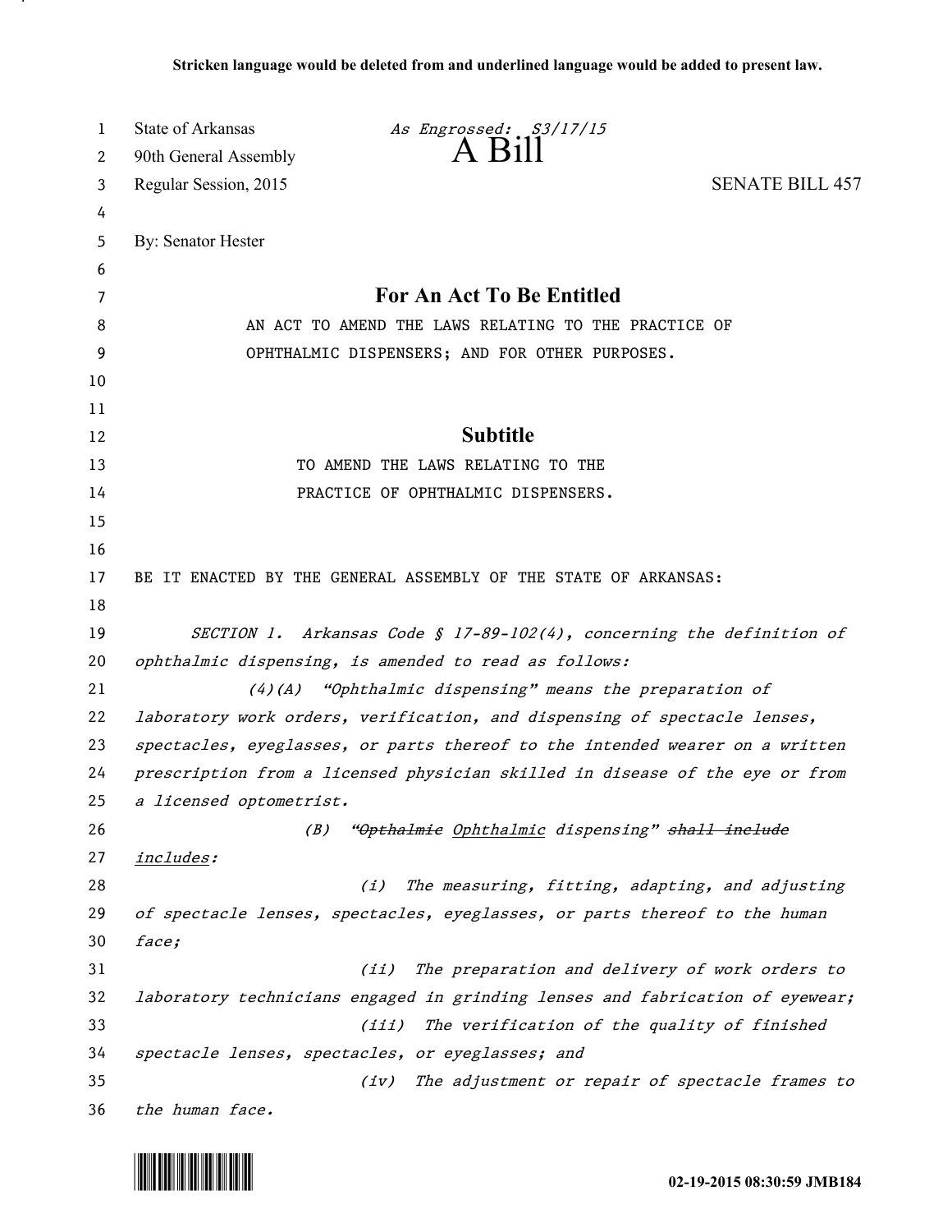Stricken language would be deleted from and underlined language would be added to present law.

State of Arkansas *As Engrossed: S3/17/15*
90th General Assembly
# A Bill
Regular Session, 2015 SENATE BILL 457

By: Senator Hester

## For An Act To Be Entitled

AN ACT TO AMEND THE LAWS RELATING TO THE PRACTICE OF OPHTHALMIC DISPENSERS; AND FOR OTHER PURPOSES.

## Subtitle

TO AMEND THE LAWS RELATING TO THE PRACTICE OF OPHTHALMIC DISPENSERS.

BE IT ENACTED BY THE GENERAL ASSEMBLY OF THE STATE OF ARKANSAS:

*SECTION 1. Arkansas Code § 17-89-102(4), concerning the definition of ophthalmic dispensing, is amended to read as follows:*

*(4)(A) "Ophthalmic dispensing" means the preparation of laboratory work orders, verification, and dispensing of spectacle lenses, spectacles, eyeglasses, or parts thereof to the intended wearer on a written prescription from a licensed physician skilled in disease of the eye or from a licensed optometrist.*

*(B) "~~Opthalmic~~ <u>Ophthalmic</u> dispensing" ~~shall include~~ <u>includes</u>:*

*(i) The measuring, fitting, adapting, and adjusting of spectacle lenses, spectacles, eyeglasses, or parts thereof to the human face;*

*(ii) The preparation and delivery of work orders to laboratory technicians engaged in grinding lenses and fabrication of eyewear;*

*(iii) The verification of the quality of finished spectacle lenses, spectacles, or eyeglasses; and*

*(iv) The adjustment or repair of spectacle frames to the human face.*

02-19-2015 08:30:59 JMB184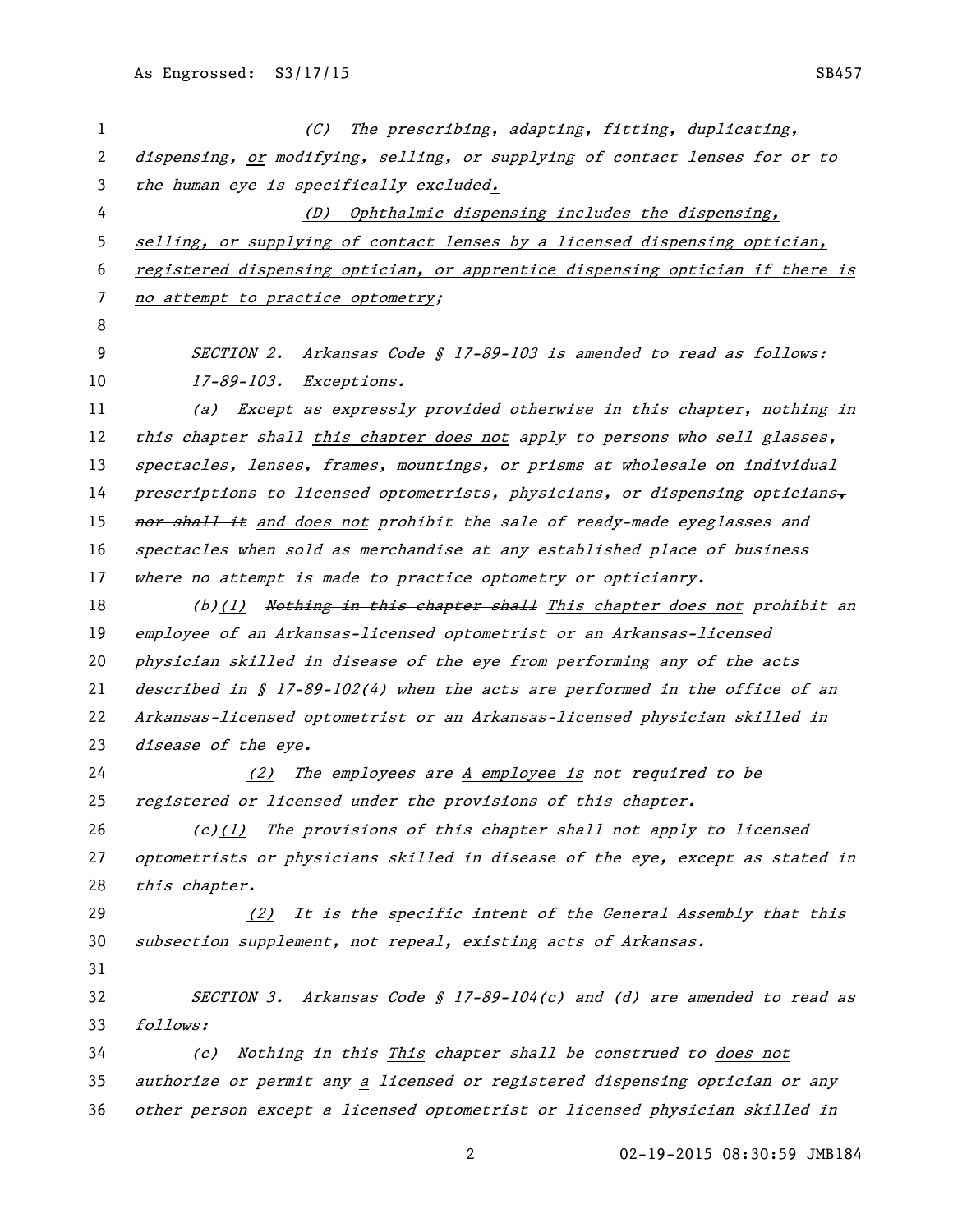(C) The prescribing, adapting, fitting, ~~duplicating, dispensing,~~ or modifying~~, selling, or supplying~~ of contact lenses for or to the human eye is specifically excluded.

(D) Ophthalmic dispensing includes the dispensing, selling, or supplying of contact lenses by a licensed dispensing optician, registered dispensing optician, or apprentice dispensing optician if there is no attempt to practice optometry;

SECTION 2. Arkansas Code § 17-89-103 is amended to read as follows:

17-89-103. Exceptions.

(a) Except as expressly provided otherwise in this chapter, ~~nothing in this chapter shall~~ this chapter does not apply to persons who sell glasses, spectacles, lenses, frames, mountings, or prisms at wholesale on individual prescriptions to licensed optometrists, physicians, or dispensing opticians~~, nor shall it~~ and does not prohibit the sale of ready-made eyeglasses and spectacles when sold as merchandise at any established place of business where no attempt is made to practice optometry or opticianry.

(b)(1) ~~Nothing in this chapter shall~~ This chapter does not prohibit an employee of an Arkansas-licensed optometrist or an Arkansas-licensed physician skilled in disease of the eye from performing any of the acts described in § 17-89-102(4) when the acts are performed in the office of an Arkansas-licensed optometrist or an Arkansas-licensed physician skilled in disease of the eye.

(2) ~~The employees are~~ A employee is not required to be registered or licensed under the provisions of this chapter.

(c)(1) The provisions of this chapter shall not apply to licensed optometrists or physicians skilled in disease of the eye, except as stated in this chapter.

(2) It is the specific intent of the General Assembly that this subsection supplement, not repeal, existing acts of Arkansas.

SECTION 3. Arkansas Code § 17-89-104(c) and (d) are amended to read as follows:

(c) ~~Nothing in this~~ This chapter ~~shall be construed to~~ does not authorize or permit ~~any~~ a licensed or registered dispensing optician or any other person except a licensed optometrist or licensed physician skilled in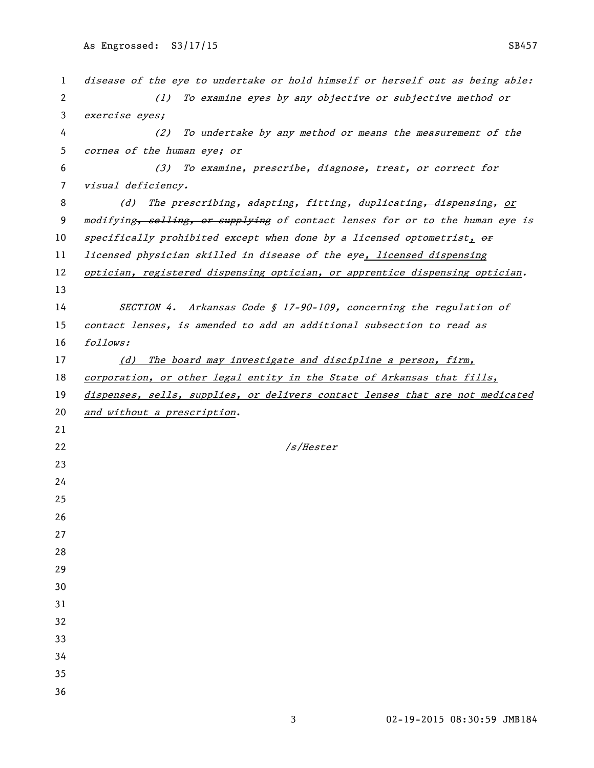disease of the eye to undertake or hold himself or herself out as being able:

(1) To examine eyes by any objective or subjective method or exercise eyes;

(2) To undertake by any method or means the measurement of the cornea of the human eye; or

(3) To examine, prescribe, diagnose, treat, or correct for visual deficiency.

(d) The prescribing, adapting, fitting, ~~duplicating, dispensing,~~ or modifying~~, selling, or supplying~~ of contact lenses for or to the human eye is specifically prohibited except when done by a licensed optometrist, ~~or~~ licensed physician skilled in disease of the eye, licensed dispensing optician, registered dispensing optician, or apprentice dispensing optician.

SECTION 4. Arkansas Code § 17-90-109, concerning the regulation of contact lenses, is amended to add an additional subsection to read as follows:

(d) The board may investigate and discipline a person, firm, corporation, or other legal entity in the State of Arkansas that fills, dispenses, sells, supplies, or delivers contact lenses that are not medicated and without a prescription.

/s/Hester